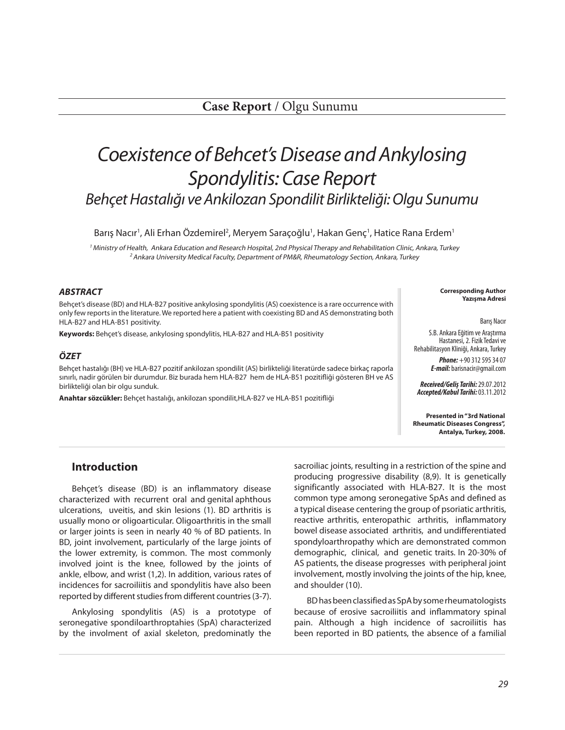**Case Report** / Olgu Sunumu

# *Coexistence of Behcet's Disease and Ankylosing Spondylitis: Case Report*

## *Behçet Hastalığı ve Ankilozan Spondilit Birlikteliği: Olgu Sunumu*

Barış Nacır[1], Ali Erhan Özdemirel[2], Meryem Saraçoğlu[1], Hakan Genç[1], Hatice Rana Erdem[1]

*[1] Ministry of Health, Ankara Education and Research Hospital, 2nd Physical Therapy and Rehabilitation Clinic, Ankara, Turkey*
*[2] Ankara University Medical Faculty, Department of PM&R, Rheumatology Section, Ankara, Turkey*

**Corresponding Author**
**Yazışma Adresi**

Barış Nacır

S.B. Ankara Eğitim ve Araştırma Hastanesi, 2. Fizik Tedavi ve Rehabilitasyon Kliniği, Ankara, Turkey

***Phone:*** +90 312 595 34 07
***E-mail:*** barisnacir@gmail.com

***Received/Geliş Tarihi:*** 29.07.2012
***Accepted/Kabul Tarihi:*** 03.11.2012

**Presented in "3rd National Rheumatic Diseases Congress", Antalya, Turkey, 2008.**

### *ABSTRACT*

Behçet's disease (BD) and HLA-B27 positive ankylosing spondylitis (AS) coexistence is a rare occurrence with only few reports in the literature. We reported here a patient with coexisting BD and AS demonstrating both HLA-B27 and HLA-B51 positivity.

**Keywords:** Behçet's disease, ankylosing spondylitis, HLA-B27 and HLA-B51 positivity

### *ÖZET*

Behçet hastalığı (BH) ve HLA-B27 pozitif ankilozan spondilit (AS) birlikteliği literatürde sadece birkaç raporla sınırlı, nadir görülen bir durumdur. Biz burada hem HLA-B27 hem de HLA-B51 pozitifliği gösteren BH ve AS birlikteliği olan bir olgu sunduk.

**Anahtar sözcükler:** Behçet hastalığı, ankilozan spondilit,HLA-B27 ve HLA-B51 pozitifliği

## Introduction

Behçet's disease (BD) is an inflammatory disease characterized with recurrent oral and genital aphthous ulcerations, uveitis, and skin lesions (1). BD arthritis is usually mono or oligoarticular. Oligoarthritis in the small or larger joints is seen in nearly 40 % of BD patients. In BD, joint involvement, particularly of the large joints of the lower extremity, is common. The most commonly involved joint is the knee, followed by the joints of ankle, elbow, and wrist (1,2). In addition, various rates of incidences for sacroiliitis and spondylitis have also been reported by different studies from different countries (3-7).

Ankylosing spondylitis (AS) is a prototype of seronegative spondiloarthroptahies (SpA) characterized by the involment of axial skeleton, predominatly the sacroiliac joints, resulting in a restriction of the spine and producing progressive disability (8,9). It is genetically significantly associated with HLA-B27. It is the most common type among seronegative SpAs and defined as a typical disease centering the group of psoriatic arthritis, reactive arthritis, enteropathic arthritis, inflammatory bowel disease associated arthritis, and undifferentiated spondyloarthropathy which are demonstrated common demographic, clinical, and genetic traits. In 20-30% of AS patients, the disease progresses with peripheral joint involvement, mostly involving the joints of the hip, knee, and shoulder (10).

BD has been classified as SpA by some rheumatologists because of erosive sacroiliitis and inflammatory spinal pain. Although a high incidence of sacroiliitis has been reported in BD patients, the absence of a familial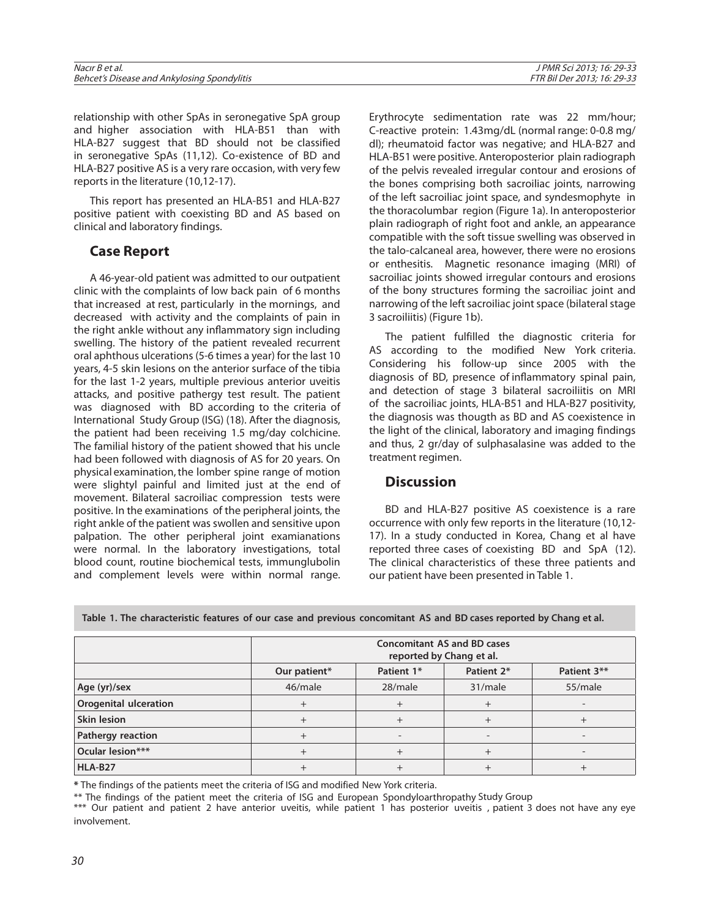relationship with other SpAs in seronegative SpA group and higher association with HLA-B51 than with HLA-B27 suggest that BD should not be classified in seronegative SpAs (11,12). Co-existence of BD and HLA-B27 positive AS is a very rare occasion, with very few reports in the literature (10,12-17).

This report has presented an HLA-B51 and HLA-B27 positive patient with coexisting BD and AS based on clinical and laboratory findings.

## Case Report

A 46-year-old patient was admitted to our outpatient clinic with the complaints of low back pain of 6 months that increased at rest, particularly in the mornings, and decreased with activity and the complaints of pain in the right ankle without any inflammatory sign including swelling. The history of the patient revealed recurrent oral aphthous ulcerations (5-6 times a year) for the last 10 years, 4-5 skin lesions on the anterior surface of the tibia for the last 1-2 years, multiple previous anterior uveitis attacks, and positive pathergy test result. The patient was diagnosed with BD according to the criteria of International Study Group (ISG) (18). After the diagnosis, the patient had been receiving 1.5 mg/day colchicine. The familial history of the patient showed that his uncle had been followed with diagnosis of AS for 20 years. On physical examination, the lomber spine range of motion were slightyl painful and limited just at the end of movement. Bilateral sacroiliac compression tests were positive. In the examinations of the peripheral joints, the right ankle of the patient was swollen and sensitive upon palpation. The other peripheral joint examianations were normal. In the laboratory investigations, total blood count, routine biochemical tests, immunglubolin and complement levels were within normal range. Erythrocyte sedimentation rate was 22 mm/hour; C-reactive protein: 1.43mg/dL (normal range: 0-0.8 mg/dl); rheumatoid factor was negative; and HLA-B27 and HLA-B51 were positive. Anteroposterior plain radiograph of the pelvis revealed irregular contour and erosions of the bones comprising both sacroiliac joints, narrowing of the left sacroiliac joint space, and syndesmophyte in the thoracolumbar region (Figure 1a). In anteroposterior plain radiograph of right foot and ankle, an appearance compatible with the soft tissue swelling was observed in the talo-calcaneal area, however, there were no erosions or enthesitis. Magnetic resonance imaging (MRI) of sacroiliac joints showed irregular contours and erosions of the bony structures forming the sacroiliac joint and narrowing of the left sacroiliac joint space (bilateral stage 3 sacroiliitis) (Figure 1b).

The patient fulfilled the diagnostic criteria for AS according to the modified New York criteria. Considering his follow-up since 2005 with the diagnosis of BD, presence of inflammatory spinal pain, and detection of stage 3 bilateral sacroiliitis on MRI of the sacroiliac joints, HLA-B51 and HLA-B27 positivity, the diagnosis was thougth as BD and AS coexistence in the light of the clinical, laboratory and imaging findings and thus, 2 gr/day of sulphasalasine was added to the treatment regimen.

## Discussion

BD and HLA-B27 positive AS coexistence is a rare occurrence with only few reports in the literature (10,12-17). In a study conducted in Korea, Chang et al have reported three cases of coexisting BD and SpA (12). The clinical characteristics of these three patients and our patient have been presented in Table 1.

**Table 1. The characteristic features of our case and previous concomitant AS and BD cases reported by Chang et al.**

| | | Concomitant AS and BD cases reported by Chang et al. | | |
|---|---|---|---|---|
| | Our patient* | Patient 1* | Patient 2* | Patient 3** |
| **Age (yr)/sex** | 46/male | 28/male | 31/male | 55/male |
| **Orogenital ulceration** | + | + | + | - |
| **Skin lesion** | + | + | + | + |
| **Pathergy reaction** | + | - | - | - |
| **Ocular lesion*** ** | + | + | + | - |
| **HLA-B27** | + | + | + | + |

**\*** The findings of the patients meet the criteria of ISG and modified New York criteria.

** The findings of the patient meet the criteria of ISG and European Spondyloarthropathy Study Group

*** Our patient and patient 2 have anterior uveitis, while patient 1 has posterior uveitis , patient 3 does not have any eye involvement.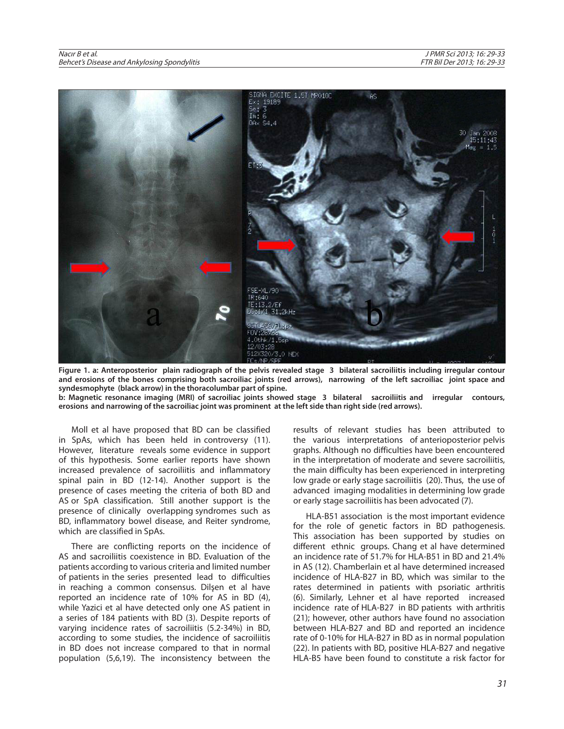**Figure 1. a: Anteroposterior plain radiograph of the pelvis revealed stage 3 bilateral sacroiliitis including irregular contour and erosions of the bones comprising both sacroiliac joints (red arrows), narrowing of the left sacroiliac joint space and syndesmophyte (black arrow) in the thoracolumbar part of spine.**
**b: Magnetic resonance imaging (MRI) of sacroiliac joints showed stage 3 bilateral sacroiliitis and irregular contours, erosions and narrowing of the sacroiliac joint was prominent at the left side than right side (red arrows).**

Moll et al have proposed that BD can be classified in SpAs, which has been held in controversy (11). However, literature reveals some evidence in support of this hypothesis. Some earlier reports have shown increased prevalence of sacroiliitis and inflammatory spinal pain in BD (12-14). Another support is the presence of cases meeting the criteria of both BD and AS or SpA classification. Still another support is the presence of clinically overlapping syndromes such as BD, inflammatory bowel disease, and Reiter syndrome, which are classified in SpAs.

There are conflicting reports on the incidence of AS and sacroiliitis coexistence in BD. Evaluation of the patients according to various criteria and limited number of patients in the series presented lead to difficulties in reaching a common consensus. Dilşen et al have reported an incidence rate of 10% for AS in BD (4), while Yazici et al have detected only one AS patient in a series of 184 patients with BD (3). Despite reports of varying incidence rates of sacroiliitis (5.2-34%) in BD, according to some studies, the incidence of sacroiliitis in BD does not increase compared to that in normal population (5,6,19). The inconsistency between the results of relevant studies has been attributed to the various interpretations of anterioposterior pelvis graphs. Although no difficulties have been encountered in the interpretation of moderate and severe sacroiliitis, the main difficulty has been experienced in interpreting low grade or early stage sacroiliitis (20). Thus, the use of advanced imaging modalities in determining low grade or early stage sacroiliitis has been advocated (7).

HLA-B51 association is the most important evidence for the role of genetic factors in BD pathogenesis. This association has been supported by studies on different ethnic groups. Chang et al have determined an incidence rate of 51.7% for HLA-B51 in BD and 21.4% in AS (12). Chamberlain et al have determined increased incidence of HLA-B27 in BD, which was similar to the rates determined in patients with psoriatic arthritis (6). Similarly, Lehner et al have reported increased incidence rate of HLA-B27 in BD patients with arthritis (21); however, other authors have found no association between HLA-B27 and BD and reported an incidence rate of 0-10% for HLA-B27 in BD as in normal population (22). In patients with BD, positive HLA-B27 and negative HLA-B5 have been found to constitute a risk factor for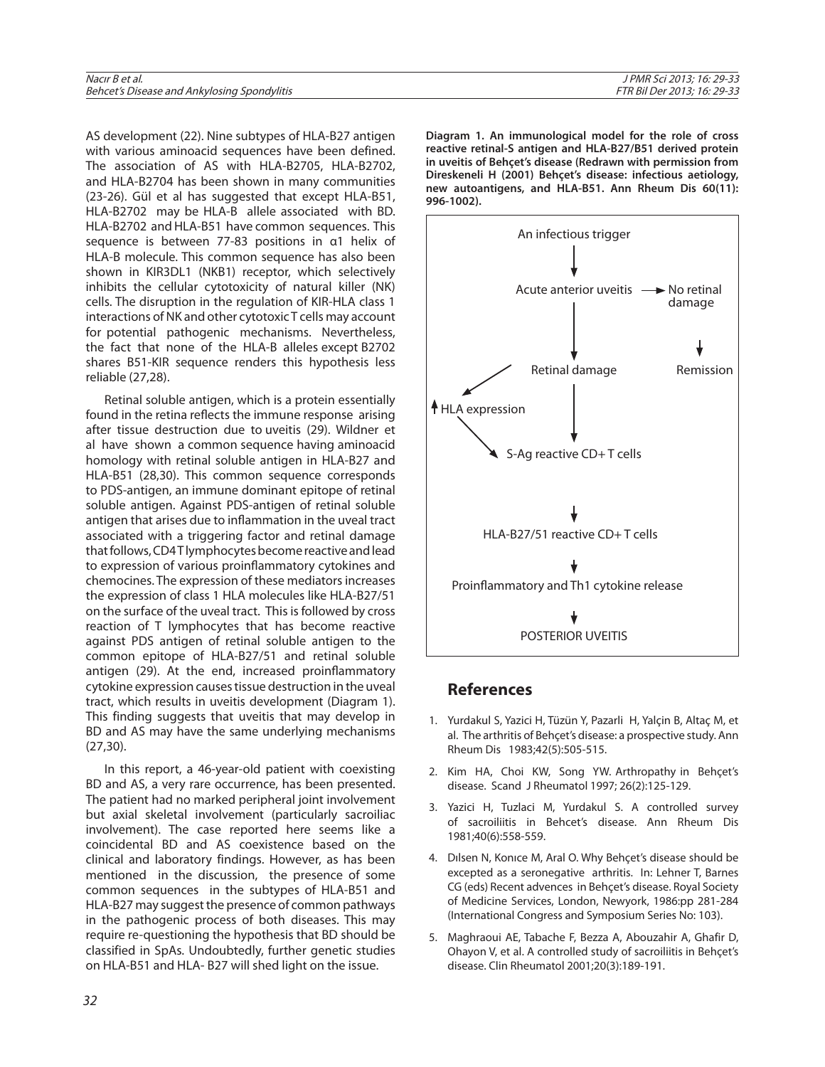AS development (22). Nine subtypes of HLA-B27 antigen with various aminoacid sequences have been defined. The association of AS with HLA-B2705, HLA-B2702, and HLA-B2704 has been shown in many communities (23-26). Gül et al has suggested that except HLA-B51, HLA-B2702 may be HLA-B allele associated with BD. HLA-B2702 and HLA-B51 have common sequences. This sequence is between 77-83 positions in α1 helix of HLA-B molecule. This common sequence has also been shown in KIR3DL1 (NKB1) receptor, which selectively inhibits the cellular cytotoxicity of natural killer (NK) cells. The disruption in the regulation of KIR-HLA class 1 interactions of NK and other cytotoxic T cells may account for potential pathogenic mechanisms. Nevertheless, the fact that none of the HLA-B alleles except B2702 shares B51-KIR sequence renders this hypothesis less reliable (27,28).

Retinal soluble antigen, which is a protein essentially found in the retina reflects the immune response arising after tissue destruction due to uveitis (29). Wildner et al have shown a common sequence having aminoacid homology with retinal soluble antigen in HLA-B27 and HLA-B51 (28,30). This common sequence corresponds to PDS-antigen, an immune dominant epitope of retinal soluble antigen. Against PDS-antigen of retinal soluble antigen that arises due to inflammation in the uveal tract associated with a triggering factor and retinal damage that follows, CD4 T lymphocytes become reactive and lead to expression of various proinflammatory cytokines and chemocines. The expression of these mediators increases the expression of class 1 HLA molecules like HLA-B27/51 on the surface of the uveal tract. This is followed by cross reaction of T lymphocytes that has become reactive against PDS antigen of retinal soluble antigen to the common epitope of HLA-B27/51 and retinal soluble antigen (29). At the end, increased proinflammatory cytokine expression causes tissue destruction in the uveal tract, which results in uveitis development (Diagram 1). This finding suggests that uveitis that may develop in BD and AS may have the same underlying mechanisms (27,30).

In this report, a 46-year-old patient with coexisting BD and AS, a very rare occurrence, has been presented. The patient had no marked peripheral joint involvement but axial skeletal involvement (particularly sacroiliac involvement). The case reported here seems like a coincidental BD and AS coexistence based on the clinical and laboratory findings. However, as has been mentioned in the discussion, the presence of some common sequences in the subtypes of HLA-B51 and HLA-B27 may suggest the presence of common pathways in the pathogenic process of both diseases. This may require re-questioning the hypothesis that BD should be classified in SpAs. Undoubtedly, further genetic studies on HLA-B51 and HLA- B27 will shed light on the issue.

**Diagram 1. An immunological model for the role of cross reactive retinal-S antigen and HLA-B27/B51 derived protein in uveitis of Behçet's disease (Redrawn with permission from Direskeneli H (2001) Behçet's disease: infectious aetiology, new autoantigens, and HLA-B51. Ann Rheum Dis 60(11): 996-1002).**

```
An infectious trigger
        ↓
Acute anterior uveitis → No retinal damage → Remission
        ↓
Retinal damage → ↑ HLA expression
        ↓
S-Ag reactive CD+ T cells
        ↓
HLA-B27/51 reactive CD+ T cells
        ↓
Proinflammatory and Th1 cytokine release
        ↓
POSTERIOR UVEITIS
```

## References

1. Yurdakul S, Yazici H, Tüzün Y, Pazarli H, Yalçin B, Altaç M, et al. The arthritis of Behçet's disease: a prospective study. Ann Rheum Dis 1983;42(5):505-515.
2. Kim HA, Choi KW, Song YW. Arthropathy in Behçet's disease. Scand J Rheumatol 1997; 26(2):125-129.
3. Yazici H, Tuzlaci M, Yurdakul S. A controlled survey of sacroiliitis in Behcet's disease. Ann Rheum Dis 1981;40(6):558-559.
4. Dılsen N, Konıce M, Aral O. Why Behçet's disease should be excepted as a seronegative arthritis. In: Lehner T, Barnes CG (eds) Recent advences in Behçet's disease. Royal Societry of Medicine Services, London, Newyork, 1986:pp 281-284 (International Congress and Symposium Series No: 103).
5. Maghraoui AE, Tabache F, Bezza A, Abouzahir A, Ghafir D, Ohayon V, et al. A controlled study of sacroiliitis in Behçet's disease. Clin Rheumatol 2001;20(3):189-191.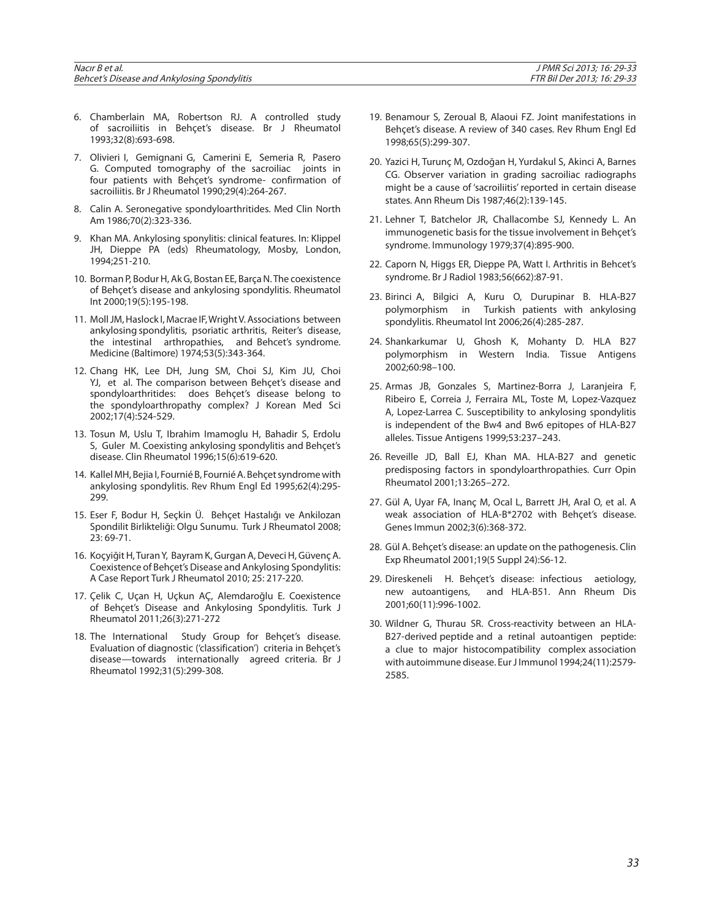6. Chamberlain MA, Robertson RJ. A controlled study of sacroiliitis in Behçet's disease. Br J Rheumatol 1993;32(8):693-698.

7. Olivieri I, Gemignani G, Camerini E, Semeria R, Pasero G. Computed tomography of the sacroiliac joints in four patients with Behçet's syndrome- confirmation of sacroiliitis. Br J Rheumatol 1990;29(4):264-267.

8. Calin A. Seronegative spondyloarthritides. Med Clin North Am 1986;70(2):323-336.

9. Khan MA. Ankylosing sponylitis: clinical features. In: Klippel JH, Dieppe PA (eds) Rheumatology, Mosby, London, 1994;251-210.

10. Borman P, Bodur H, Ak G, Bostan EE, Barça N. The coexistence of Behçet's disease and ankylosing spondylitis. Rheumatol Int 2000;19(5):195-198.

11. Moll JM, Haslock I, Macrae IF, Wright V. Associations between ankylosing spondylitis, psoriatic arthritis, Reiter's disease, the intestinal arthropathies, and Behcet's syndrome. Medicine (Baltimore) 1974;53(5):343-364.

12. Chang HK, Lee DH, Jung SM, Choi SJ, Kim JU, Choi YJ, et al. The comparison between Behçet's disease and spondyloarthritides: does Behçet's disease belong to the spondyloarthropathy complex? J Korean Med Sci 2002;17(4):524-529.

13. Tosun M, Uslu T, Ibrahim Imamoglu H, Bahadir S, Erdolu S, Guler M. Coexisting ankylosing spondylitis and Behçet's disease. Clin Rheumatol 1996;15(6):619-620.

14. Kallel MH, Bejia I, Fournié B, Fournié A. Behçet syndrome with ankylosing spondylitis. Rev Rhum Engl Ed 1995;62(4):295-299.

15. Eser F, Bodur H, Seçkin Ü. Behçet Hastalığı ve Ankilozan Spondilit Birlikteliği: Olgu Sunumu. Turk J Rheumatol 2008; 23: 69-71.

16. Koçyiğit H, Turan Y, Bayram K, Gurgan A, Deveci H, Güvenç A. Coexistence of Behçet's Disease and Ankylosing Spondylitis: A Case Report Turk J Rheumatol 2010; 25: 217-220.

17. Çelik C, Uçan H, Uçkun AÇ, Alemdaroğlu E. Coexistence of Behçet's Disease and Ankylosing Spondylitis. Turk J Rheumatol 2011;26(3):271-272

18. The International Study Group for Behçet's disease. Evaluation of diagnostic ('classification') criteria in Behçet's disease—towards internationally agreed criteria. Br J Rheumatol 1992;31(5):299-308.

19. Benamour S, Zeroual B, Alaoui FZ. Joint manifestations in Behçet's disease. A review of 340 cases. Rev Rhum Engl Ed 1998;65(5):299-307.

20. Yazici H, Turunç M, Ozdoğan H, Yurdakul S, Akinci A, Barnes CG. Observer variation in grading sacroiliac radiographs might be a cause of 'sacroiliitis' reported in certain disease states. Ann Rheum Dis 1987;46(2):139-145.

21. Lehner T, Batchelor JR, Challacombe SJ, Kennedy L. An immunogenetic basis for the tissue involvement in Behçet's syndrome. Immunology 1979;37(4):895-900.

22. Caporn N, Higgs ER, Dieppe PA, Watt I. Arthritis in Behcet's syndrome. Br J Radiol 1983;56(662):87-91.

23. Birinci A, Bilgici A, Kuru O, Durupinar B. HLA-B27 polymorphism in Turkish patients with ankylosing spondylitis. Rheumatol Int 2006;26(4):285-287.

24. Shankarkumar U, Ghosh K, Mohanty D. HLA B27 polymorphism in Western India. Tissue Antigens 2002;60:98–100.

25. Armas JB, Gonzales S, Martinez-Borra J, Laranjeira F, Ribeiro E, Correia J, Ferraira ML, Toste M, Lopez-Vazquez A, Lopez-Larrea C. Susceptibility to ankylosing spondylitis is independent of the Bw4 and Bw6 epitopes of HLA-B27 alleles. Tissue Antigens 1999;53:237–243.

26. Reveille JD, Ball EJ, Khan MA. HLA-B27 and genetic predisposing factors in spondyloarthropathies. Curr Opin Rheumatol 2001;13:265–272.

27. Gül A, Uyar FA, Inanç M, Ocal L, Barrett JH, Aral O, et al. A weak association of HLA-B*2702 with Behçet's disease. Genes Immun 2002;3(6):368-372.

28. Gül A. Behçet's disease: an update on the pathogenesis. Clin Exp Rheumatol 2001;19(5 Suppl 24):S6-12.

29. Direskeneli H. Behçet's disease: infectious aetiology, new autoantigens, and HLA-B51. Ann Rheum Dis 2001;60(11):996-1002.

30. Wildner G, Thurau SR. Cross-reactivity between an HLA-B27-derived peptide and a retinal autoantigen peptide: a clue to major histocompatibility complex association with autoimmune disease. Eur J Immunol 1994;24(11):2579-2585.